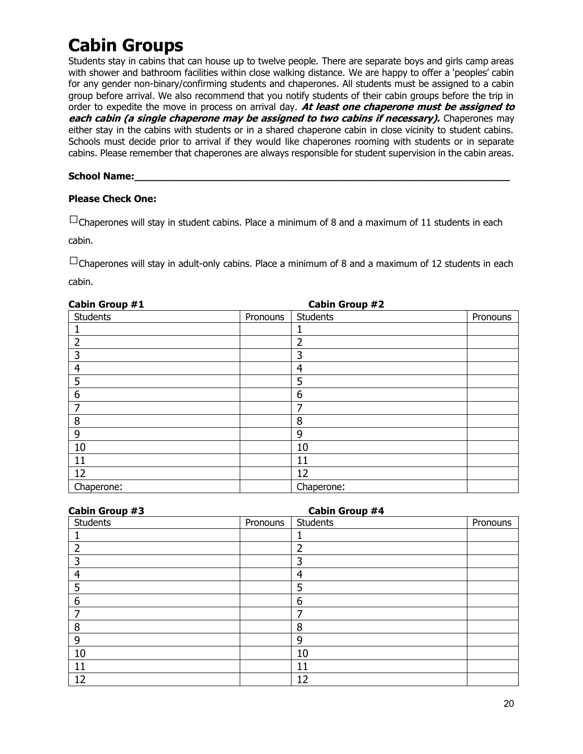# Cabin Groups

Students stay in cabins that can house up to twelve people. There are separate boys and girls camp areas with shower and bathroom facilities within close walking distance. We are happy to offer a 'peoples' cabin for any gender non-binary/confirming students and chaperones. All students must be assigned to a cabin group before arrival. We also recommend that you notify students of their cabin groups before the trip in order to expedite the move in process on arrival day. ***At least one chaperone must be assigned to each cabin (a single chaperone may be assigned to two cabins if necessary).*** Chaperones may either stay in the cabins with students or in a shared chaperone cabin in close vicinity to student cabins. Schools must decide prior to arrival if they would like chaperones rooming with students or in separate cabins. Please remember that chaperones are always responsible for student supervision in the cabin areas.

**School Name:_______________________________________________________________**

**Please Check One:**

☐Chaperones will stay in student cabins. Place a minimum of 8 and a maximum of 11 students in each cabin.

☐Chaperones will stay in adult-only cabins. Place a minimum of 8 and a maximum of 12 students in each cabin.

**Cabin Group #1**

| Students | Pronouns |
|---|---|
| 1 | |
| 2 | |
| 3 | |
| 4 | |
| 5 | |
| 6 | |
| 7 | |
| 8 | |
| 9 | |
| 10 | |
| 11 | |
| 12 | |
| Chaperone: | |

**Cabin Group #2**

| Students | Pronouns |
|---|---|
| 1 | |
| 2 | |
| 3 | |
| 4 | |
| 5 | |
| 6 | |
| 7 | |
| 8 | |
| 9 | |
| 10 | |
| 11 | |
| 12 | |
| Chaperone: | |

**Cabin Group #3**

| Students | Pronouns |
|---|---|
| 1 | |
| 2 | |
| 3 | |
| 4 | |
| 5 | |
| 6 | |
| 7 | |
| 8 | |
| 9 | |
| 10 | |
| 11 | |
| 12 | |

**Cabin Group #4**

| Students | Pronouns |
|---|---|
| 1 | |
| 2 | |
| 3 | |
| 4 | |
| 5 | |
| 6 | |
| 7 | |
| 8 | |
| 9 | |
| 10 | |
| 11 | |
| 12 | |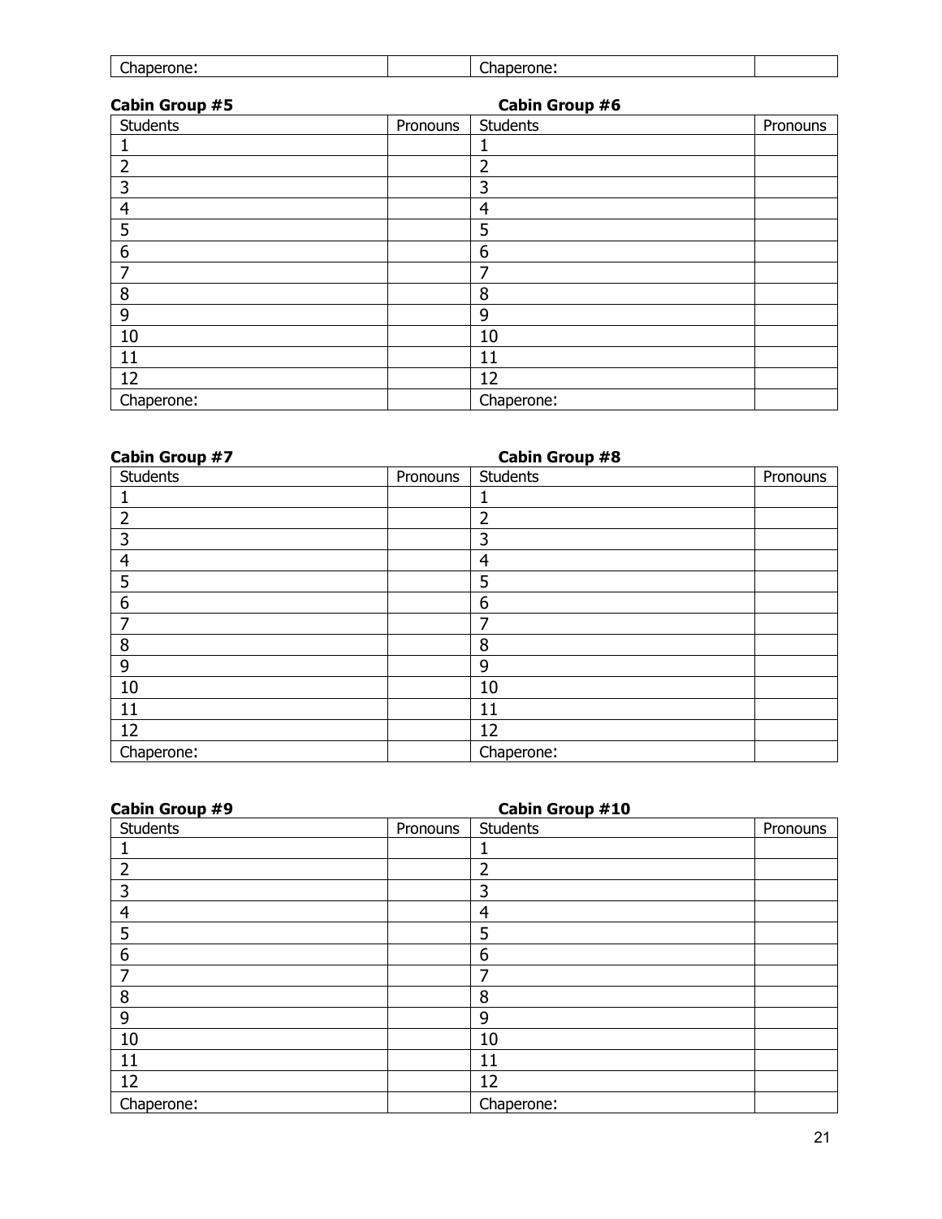| | | | |
|---|---|---|---|
| Chaperone: | | Chaperone: | |

**Cabin Group #5** **Cabin Group #6**

| Students | Pronouns | Students | Pronouns |
|---|---|---|---|
| 1 | | 1 | |
| 2 | | 2 | |
| 3 | | 3 | |
| 4 | | 4 | |
| 5 | | 5 | |
| 6 | | 6 | |
| 7 | | 7 | |
| 8 | | 8 | |
| 9 | | 9 | |
| 10 | | 10 | |
| 11 | | 11 | |
| 12 | | 12 | |
| Chaperone: | | Chaperone: | |

**Cabin Group #7** **Cabin Group #8**

| Students | Pronouns | Students | Pronouns |
|---|---|---|---|
| 1 | | 1 | |
| 2 | | 2 | |
| 3 | | 3 | |
| 4 | | 4 | |
| 5 | | 5 | |
| 6 | | 6 | |
| 7 | | 7 | |
| 8 | | 8 | |
| 9 | | 9 | |
| 10 | | 10 | |
| 11 | | 11 | |
| 12 | | 12 | |
| Chaperone: | | Chaperone: | |

**Cabin Group #9** **Cabin Group #10**

| Students | Pronouns | Students | Pronouns |
|---|---|---|---|
| 1 | | 1 | |
| 2 | | 2 | |
| 3 | | 3 | |
| 4 | | 4 | |
| 5 | | 5 | |
| 6 | | 6 | |
| 7 | | 7 | |
| 8 | | 8 | |
| 9 | | 9 | |
| 10 | | 10 | |
| 11 | | 11 | |
| 12 | | 12 | |
| Chaperone: | | Chaperone: | |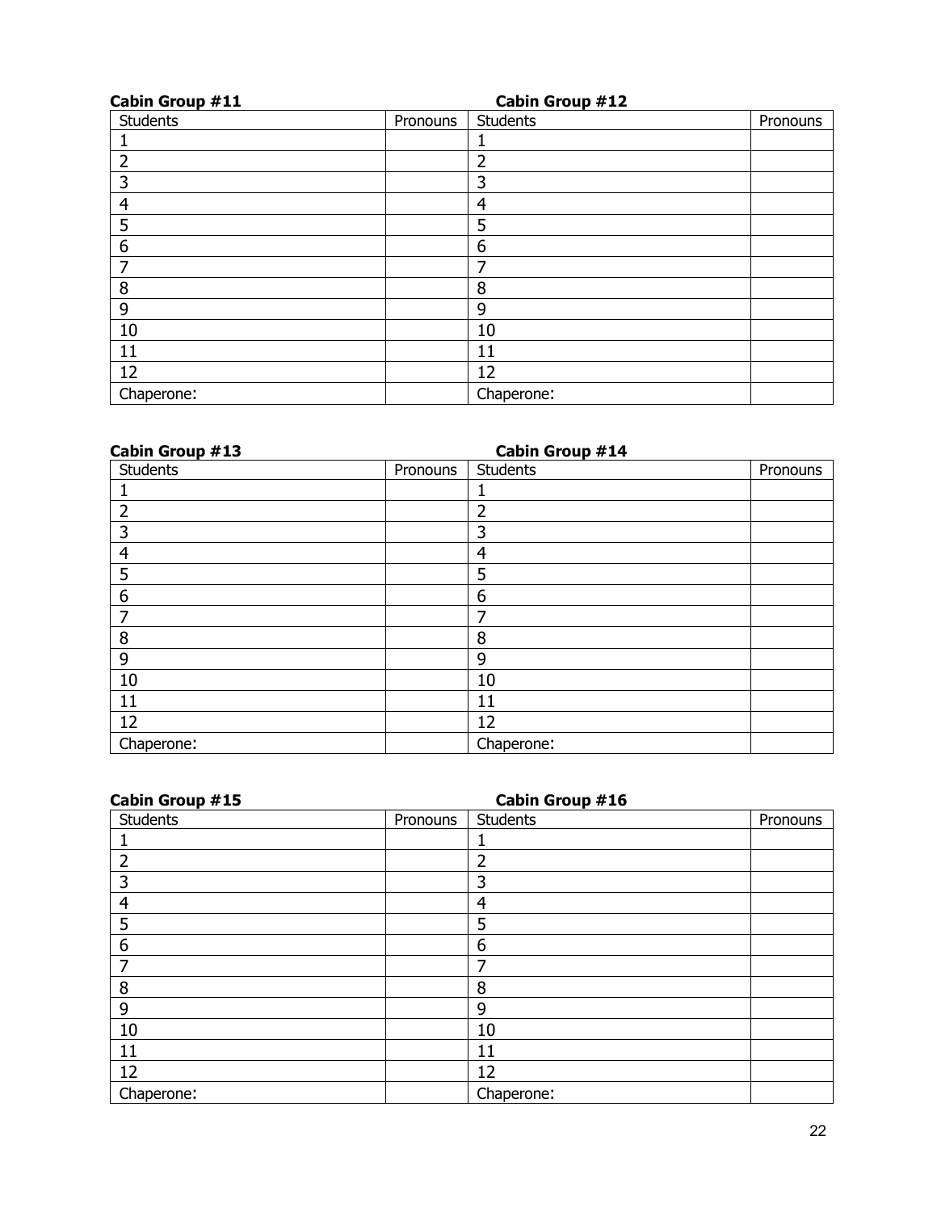**Cabin Group #11**

| Students | Pronouns |
|---|---|
| 1 | |
| 2 | |
| 3 | |
| 4 | |
| 5 | |
| 6 | |
| 7 | |
| 8 | |
| 9 | |
| 10 | |
| 11 | |
| 12 | |
| Chaperone: | |

**Cabin Group #12**

| Students | Pronouns |
|---|---|
| 1 | |
| 2 | |
| 3 | |
| 4 | |
| 5 | |
| 6 | |
| 7 | |
| 8 | |
| 9 | |
| 10 | |
| 11 | |
| 12 | |
| Chaperone: | |

**Cabin Group #13**

| Students | Pronouns |
|---|---|
| 1 | |
| 2 | |
| 3 | |
| 4 | |
| 5 | |
| 6 | |
| 7 | |
| 8 | |
| 9 | |
| 10 | |
| 11 | |
| 12 | |
| Chaperone: | |

**Cabin Group #14**

| Students | Pronouns |
|---|---|
| 1 | |
| 2 | |
| 3 | |
| 4 | |
| 5 | |
| 6 | |
| 7 | |
| 8 | |
| 9 | |
| 10 | |
| 11 | |
| 12 | |
| Chaperone: | |

**Cabin Group #15**

| Students | Pronouns |
|---|---|
| 1 | |
| 2 | |
| 3 | |
| 4 | |
| 5 | |
| 6 | |
| 7 | |
| 8 | |
| 9 | |
| 10 | |
| 11 | |
| 12 | |
| Chaperone: | |

**Cabin Group #16**

| Students | Pronouns |
|---|---|
| 1 | |
| 2 | |
| 3 | |
| 4 | |
| 5 | |
| 6 | |
| 7 | |
| 8 | |
| 9 | |
| 10 | |
| 11 | |
| 12 | |
| Chaperone: | |